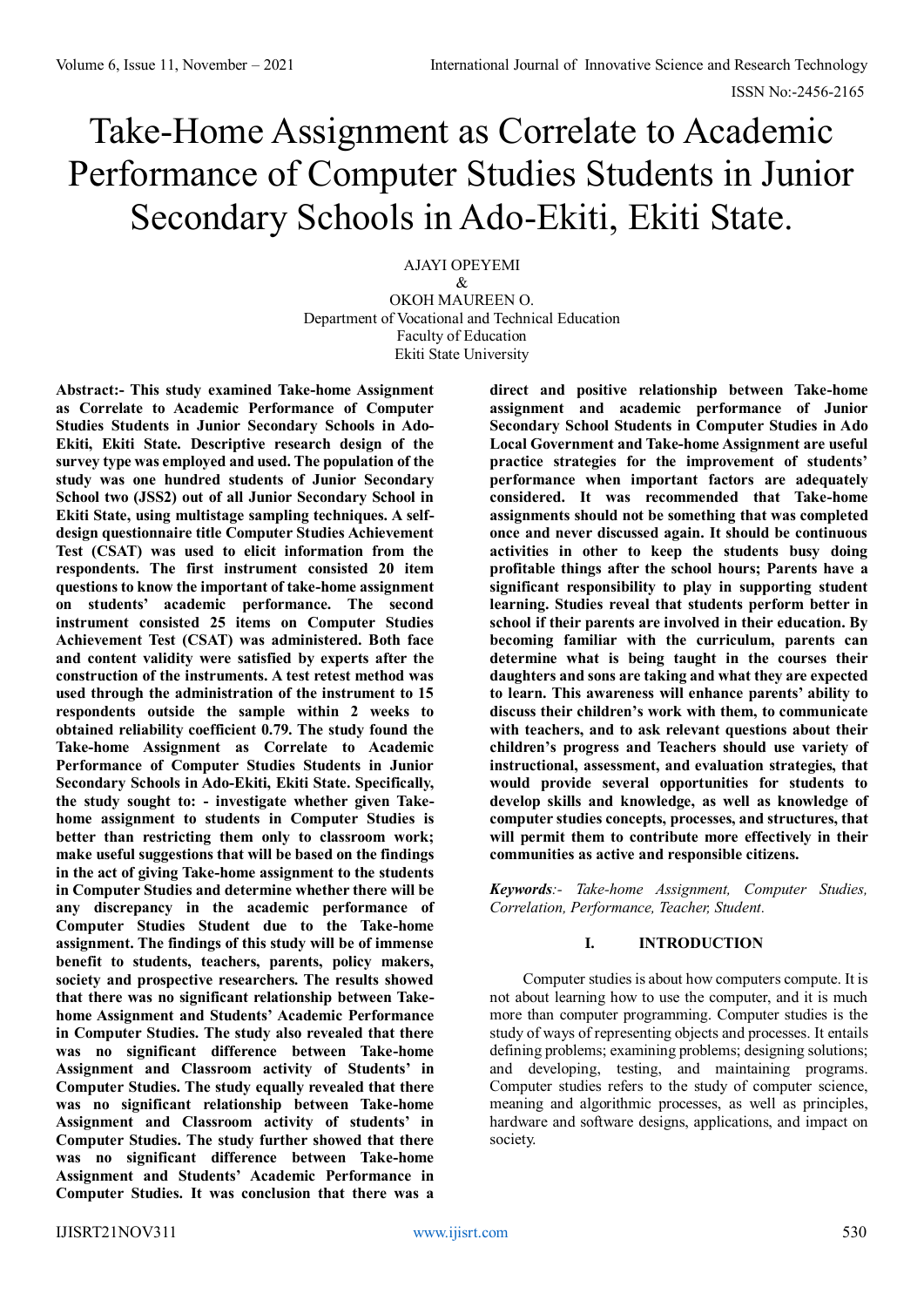# Take-Home Assignment as Correlate to Academic Performance of Computer Studies Students in Junior Secondary Schools in Ado-Ekiti, Ekiti State.

AJAYI OPEYEMI
&
OKOH MAUREEN O.
Department of Vocational and Technical Education
Faculty of Education
Ekiti State University

**Abstract:- This study examined Take-home Assignment as Correlate to Academic Performance of Computer Studies Students in Junior Secondary Schools in Ado-Ekiti, Ekiti State. Descriptive research design of the survey type was employed and used. The population of the study was one hundred students of Junior Secondary School two (JSS2) out of all Junior Secondary School in Ekiti State, using multistage sampling techniques. A self-design questionnaire title Computer Studies Achievement Test (CSAT) was used to elicit information from the respondents. The first instrument consisted 20 item questions to know the important of take-home assignment on students' academic performance. The second instrument consisted 25 items on Computer Studies Achievement Test (CSAT) was administered. Both face and content validity were satisfied by experts after the construction of the instruments. A test retest method was used through the administration of the instrument to 15 respondents outside the sample within 2 weeks to obtained reliability coefficient 0.79. The study found the Take-home Assignment as Correlate to Academic Performance of Computer Studies Students in Junior Secondary Schools in Ado-Ekiti, Ekiti State. Specifically, the study sought to: - investigate whether given Take-home assignment to students in Computer Studies is better than restricting them only to classroom work; make useful suggestions that will be based on the findings in the act of giving Take-home assignment to the students in Computer Studies and determine whether there will be any discrepancy in the academic performance of Computer Studies Student due to the Take-home assignment. The findings of this study will be of immense benefit to students, teachers, parents, policy makers, society and prospective researchers. The results showed that there was no significant relationship between Take-home Assignment and Students' Academic Performance in Computer Studies. The study also revealed that there was no significant difference between Take-home Assignment and Classroom activity of Students' in Computer Studies. The study equally revealed that there was no significant relationship between Take-home Assignment and Classroom activity of students' in Computer Studies. The study further showed that there was no significant difference between Take-home Assignment and Students' Academic Performance in Computer Studies. It was conclusion that there was a direct and positive relationship between Take-home assignment and academic performance of Junior Secondary School Students in Computer Studies in Ado Local Government and Take-home Assignment are useful practice strategies for the improvement of students' performance when important factors are adequately considered. It was recommended that Take-home assignments should not be something that was completed once and never discussed again. It should be continuous activities in other to keep the students busy doing profitable things after the school hours; Parents have a significant responsibility to play in supporting student learning. Studies reveal that students perform better in school if their parents are involved in their education. By becoming familiar with the curriculum, parents can determine what is being taught in the courses their daughters and sons are taking and what they are expected to learn. This awareness will enhance parents' ability to discuss their children's work with them, to communicate with teachers, and to ask relevant questions about their children's progress and Teachers should use variety of instructional, assessment, and evaluation strategies, that would provide several opportunities for students to develop skills and knowledge, as well as knowledge of computer studies concepts, processes, and structures, that will permit them to contribute more effectively in their communities as active and responsible citizens.**

***Keywords**:- Take-home Assignment, Computer Studies, Correlation, Performance, Teacher, Student.*

## I. INTRODUCTION

Computer studies is about how computers compute. It is not about learning how to use the computer, and it is much more than computer programming. Computer studies is the study of ways of representing objects and processes. It entails defining problems; examining problems; designing solutions; and developing, testing, and maintaining programs. Computer studies refers to the study of computer science, meaning and algorithmic processes, as well as principles, hardware and software designs, applications, and impact on society.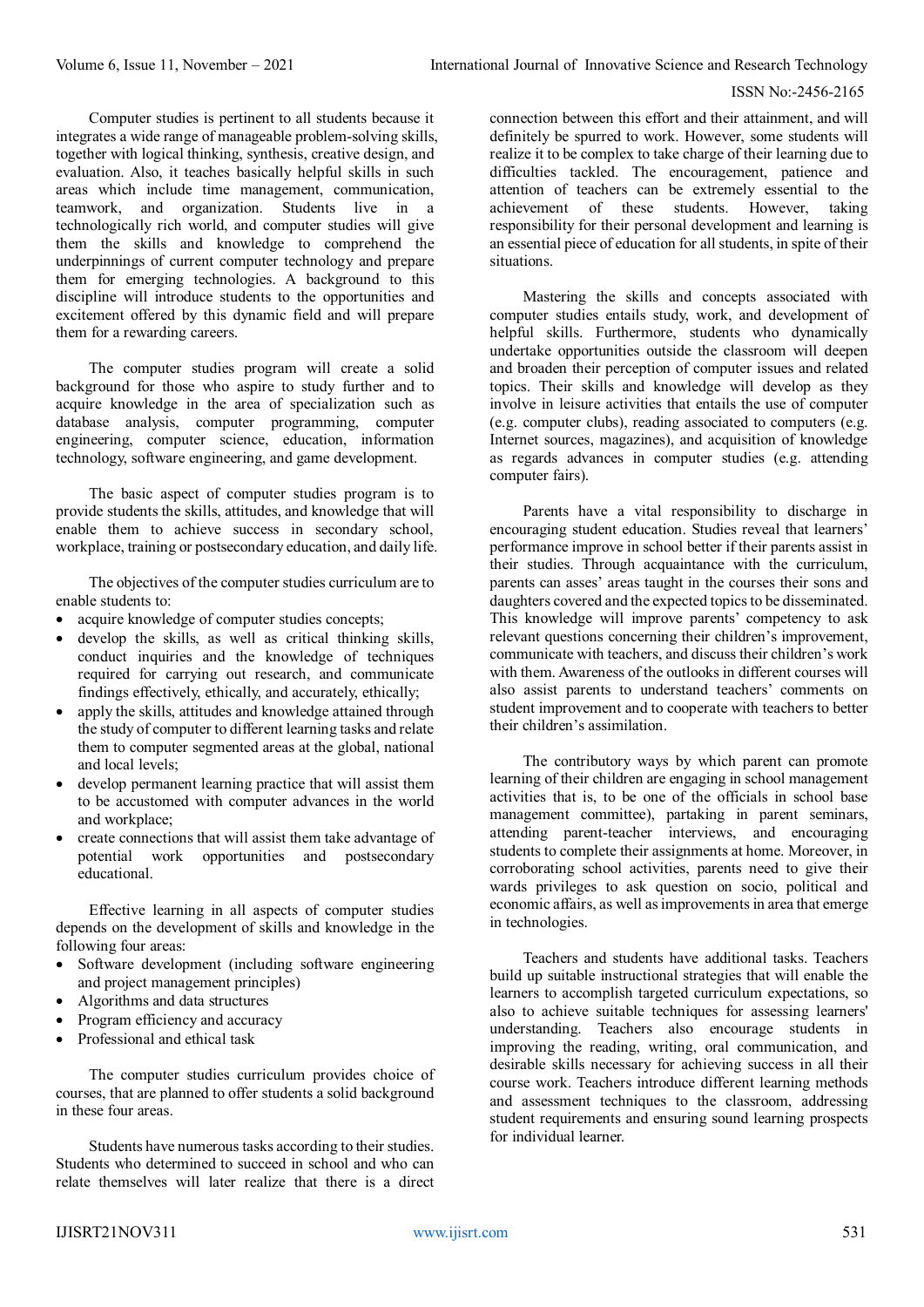Computer studies is pertinent to all students because it integrates a wide range of manageable problem-solving skills, together with logical thinking, synthesis, creative design, and evaluation. Also, it teaches basically helpful skills in such areas which include time management, communication, teamwork, and organization. Students live in a technologically rich world, and computer studies will give them the skills and knowledge to comprehend the underpinnings of current computer technology and prepare them for emerging technologies. A background to this discipline will introduce students to the opportunities and excitement offered by this dynamic field and will prepare them for a rewarding careers.

The computer studies program will create a solid background for those who aspire to study further and to acquire knowledge in the area of specialization such as database analysis, computer programming, computer engineering, computer science, education, information technology, software engineering, and game development.

The basic aspect of computer studies program is to provide students the skills, attitudes, and knowledge that will enable them to achieve success in secondary school, workplace, training or postsecondary education, and daily life.

The objectives of the computer studies curriculum are to enable students to:

- acquire knowledge of computer studies concepts;
- develop the skills, as well as critical thinking skills, conduct inquiries and the knowledge of techniques required for carrying out research, and communicate findings effectively, ethically, and accurately, ethically;
- apply the skills, attitudes and knowledge attained through the study of computer to different learning tasks and relate them to computer segmented areas at the global, national and local levels;
- develop permanent learning practice that will assist them to be accustomed with computer advances in the world and workplace;
- create connections that will assist them take advantage of potential work opportunities and postsecondary educational.

Effective learning in all aspects of computer studies depends on the development of skills and knowledge in the following four areas:

- Software development (including software engineering and project management principles)
- Algorithms and data structures
- Program efficiency and accuracy
- Professional and ethical task

The computer studies curriculum provides choice of courses, that are planned to offer students a solid background in these four areas.

Students have numerous tasks according to their studies. Students who determined to succeed in school and who can relate themselves will later realize that there is a direct connection between this effort and their attainment, and will definitely be spurred to work. However, some students will realize it to be complex to take charge of their learning due to difficulties tackled. The encouragement, patience and attention of teachers can be extremely essential to the achievement of these students. However, taking responsibility for their personal development and learning is an essential piece of education for all students, in spite of their situations.

Mastering the skills and concepts associated with computer studies entails study, work, and development of helpful skills. Furthermore, students who dynamically undertake opportunities outside the classroom will deepen and broaden their perception of computer issues and related topics. Their skills and knowledge will develop as they involve in leisure activities that entails the use of computer (e.g. computer clubs), reading associated to computers (e.g. Internet sources, magazines), and acquisition of knowledge as regards advances in computer studies (e.g. attending computer fairs).

Parents have a vital responsibility to discharge in encouraging student education. Studies reveal that learners' performance improve in school better if their parents assist in their studies. Through acquaintance with the curriculum, parents can asses' areas taught in the courses their sons and daughters covered and the expected topics to be disseminated. This knowledge will improve parents' competency to ask relevant questions concerning their children's improvement, communicate with teachers, and discuss their children's work with them. Awareness of the outlooks in different courses will also assist parents to understand teachers' comments on student improvement and to cooperate with teachers to better their children's assimilation.

The contributory ways by which parent can promote learning of their children are engaging in school management activities that is, to be one of the officials in school base management committee), partaking in parent seminars, attending parent-teacher interviews, and encouraging students to complete their assignments at home. Moreover, in corroborating school activities, parents need to give their wards privileges to ask question on socio, political and economic affairs, as well as improvements in area that emerge in technologies.

Teachers and students have additional tasks. Teachers build up suitable instructional strategies that will enable the learners to accomplish targeted curriculum expectations, so also to achieve suitable techniques for assessing learners' understanding. Teachers also encourage students in improving the reading, writing, oral communication, and desirable skills necessary for achieving success in all their course work. Teachers introduce different learning methods and assessment techniques to the classroom, addressing student requirements and ensuring sound learning prospects for individual learner.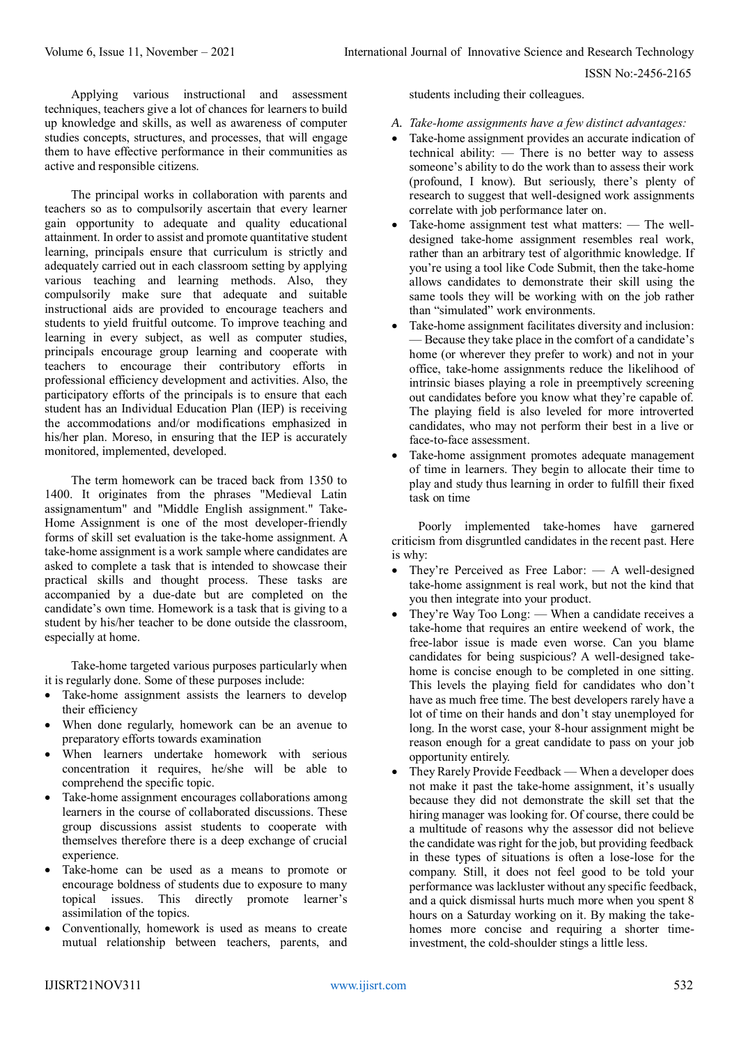Applying various instructional and assessment techniques, teachers give a lot of chances for learners to build up knowledge and skills, as well as awareness of computer studies concepts, structures, and processes, that will engage them to have effective performance in their communities as active and responsible citizens.

The principal works in collaboration with parents and teachers so as to compulsorily ascertain that every learner gain opportunity to adequate and quality educational attainment. In order to assist and promote quantitative student learning, principals ensure that curriculum is strictly and adequately carried out in each classroom setting by applying various teaching and learning methods. Also, they compulsorily make sure that adequate and suitable instructional aids are provided to encourage teachers and students to yield fruitful outcome. To improve teaching and learning in every subject, as well as computer studies, principals encourage group learning and cooperate with teachers to encourage their contributory efforts in professional efficiency development and activities. Also, the participatory efforts of the principals is to ensure that each student has an Individual Education Plan (IEP) is receiving the accommodations and/or modifications emphasized in his/her plan. Moreso, in ensuring that the IEP is accurately monitored, implemented, developed.

The term homework can be traced back from 1350 to 1400. It originates from the phrases "Medieval Latin assignamentum" and "Middle English assignment." Take-Home Assignment is one of the most developer-friendly forms of skill set evaluation is the take-home assignment. A take-home assignment is a work sample where candidates are asked to complete a task that is intended to showcase their practical skills and thought process. These tasks are accompanied by a due-date but are completed on the candidate's own time. Homework is a task that is giving to a student by his/her teacher to be done outside the classroom, especially at home.

Take-home targeted various purposes particularly when it is regularly done. Some of these purposes include:

- Take-home assignment assists the learners to develop their efficiency
- When done regularly, homework can be an avenue to preparatory efforts towards examination
- When learners undertake homework with serious concentration it requires, he/she will be able to comprehend the specific topic.
- Take-home assignment encourages collaborations among learners in the course of collaborated discussions. These group discussions assist students to cooperate with themselves therefore there is a deep exchange of crucial experience.
- Take-home can be used as a means to promote or encourage boldness of students due to exposure to many topical issues. This directly promote learner's assimilation of the topics.
- Conventionally, homework is used as means to create mutual relationship between teachers, parents, and students including their colleagues.

### *A. Take-home assignments have a few distinct advantages:*

- Take-home assignment provides an accurate indication of technical ability: — There is no better way to assess someone's ability to do the work than to assess their work (profound, I know). But seriously, there's plenty of research to suggest that well-designed work assignments correlate with job performance later on.
- Take-home assignment test what matters: — The well-designed take-home assignment resembles real work, rather than an arbitrary test of algorithmic knowledge. If you're using a tool like Code Submit, then the take-home allows candidates to demonstrate their skill using the same tools they will be working with on the job rather than "simulated" work environments.
- Take-home assignment facilitates diversity and inclusion: — Because they take place in the comfort of a candidate's home (or wherever they prefer to work) and not in your office, take-home assignments reduce the likelihood of intrinsic biases playing a role in preemptively screening out candidates before you know what they're capable of. The playing field is also leveled for more introverted candidates, who may not perform their best in a live or face-to-face assessment.
- Take-home assignment promotes adequate management of time in learners. They begin to allocate their time to play and study thus learning in order to fulfill their fixed task on time

Poorly implemented take-homes have garnered criticism from disgruntled candidates in the recent past. Here is why:

- They're Perceived as Free Labor: — A well-designed take-home assignment is real work, but not the kind that you then integrate into your product.
- They're Way Too Long: — When a candidate receives a take-home that requires an entire weekend of work, the free-labor issue is made even worse. Can you blame candidates for being suspicious? A well-designed take-home is concise enough to be completed in one sitting. This levels the playing field for candidates who don't have as much free time. The best developers rarely have a lot of time on their hands and don't stay unemployed for long. In the worst case, your 8-hour assignment might be reason enough for a great candidate to pass on your job opportunity entirely.
- They Rarely Provide Feedback — When a developer does not make it past the take-home assignment, it's usually because they did not demonstrate the skill set that the hiring manager was looking for. Of course, there could be a multitude of reasons why the assessor did not believe the candidate was right for the job, but providing feedback in these types of situations is often a lose-lose for the company. Still, it does not feel good to be told your performance was lackluster without any specific feedback, and a quick dismissal hurts much more when you spent 8 hours on a Saturday working on it. By making the take-homes more concise and requiring a shorter time-investment, the cold-shoulder stings a little less.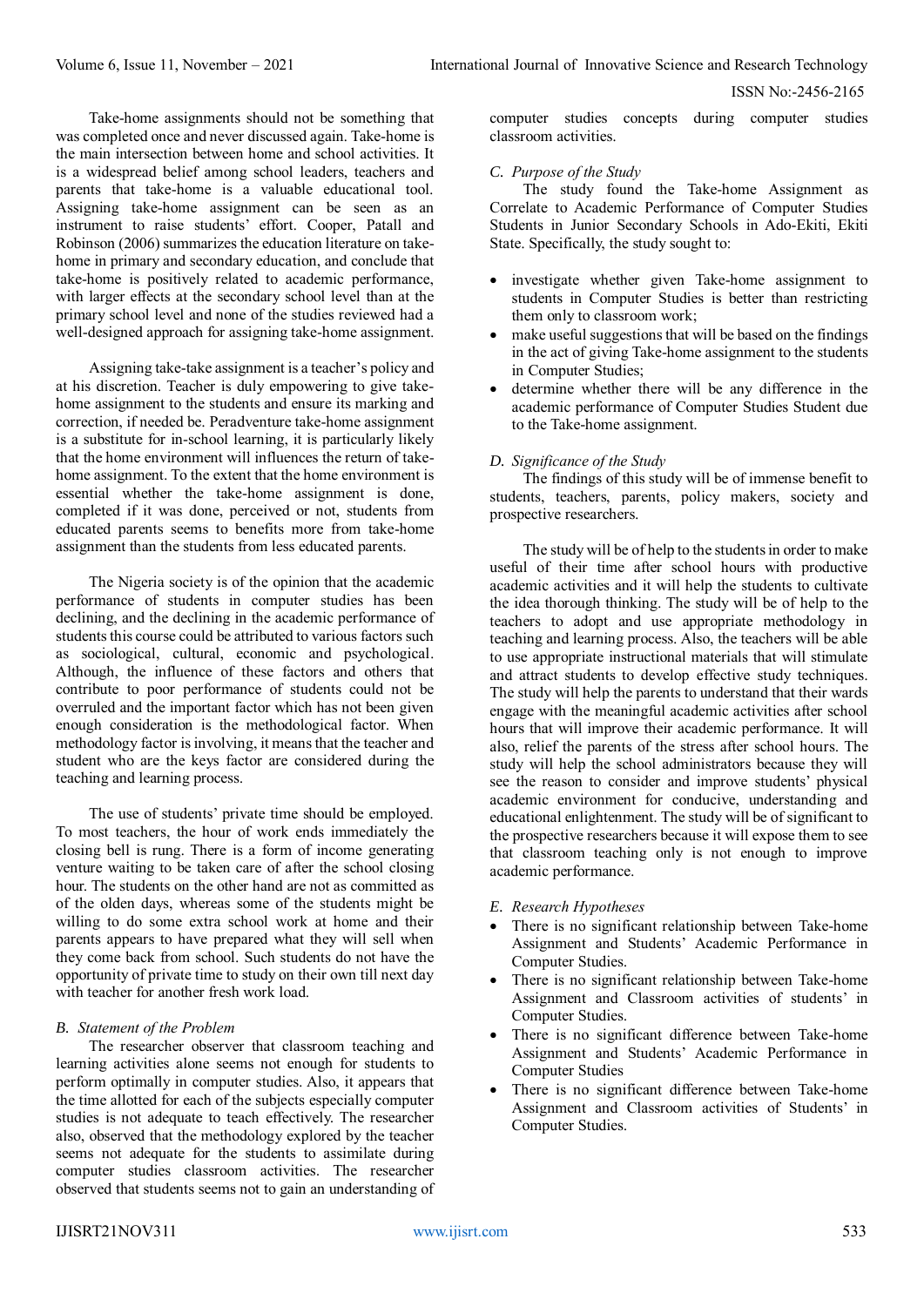Take-home assignments should not be something that was completed once and never discussed again. Take-home is the main intersection between home and school activities. It is a widespread belief among school leaders, teachers and parents that take-home is a valuable educational tool. Assigning take-home assignment can be seen as an instrument to raise students' effort. Cooper, Patall and Robinson (2006) summarizes the education literature on take-home in primary and secondary education, and conclude that take-home is positively related to academic performance, with larger effects at the secondary school level than at the primary school level and none of the studies reviewed had a well-designed approach for assigning take-home assignment.

Assigning take-take assignment is a teacher's policy and at his discretion. Teacher is duly empowering to give take-home assignment to the students and ensure its marking and correction, if needed be. Peradventure take-home assignment is a substitute for in-school learning, it is particularly likely that the home environment will influences the return of take-home assignment. To the extent that the home environment is essential whether the take-home assignment is done, completed if it was done, perceived or not, students from educated parents seems to benefits more from take-home assignment than the students from less educated parents.

The Nigeria society is of the opinion that the academic performance of students in computer studies has been declining, and the declining in the academic performance of students this course could be attributed to various factors such as sociological, cultural, economic and psychological. Although, the influence of these factors and others that contribute to poor performance of students could not be overruled and the important factor which has not been given enough consideration is the methodological factor. When methodology factor is involving, it means that the teacher and student who are the keys factor are considered during the teaching and learning process.

The use of students' private time should be employed. To most teachers, the hour of work ends immediately the closing bell is rung. There is a form of income generating venture waiting to be taken care of after the school closing hour. The students on the other hand are not as committed as of the olden days, whereas some of the students might be willing to do some extra school work at home and their parents appears to have prepared what they will sell when they come back from school. Such students do not have the opportunity of private time to study on their own till next day with teacher for another fresh work load.

### *B. Statement of the Problem*

The researcher observer that classroom teaching and learning activities alone seems not enough for students to perform optimally in computer studies. Also, it appears that the time allotted for each of the subjects especially computer studies is not adequate to teach effectively. The researcher also, observed that the methodology explored by the teacher seems not adequate for the students to assimilate during computer studies classroom activities. The researcher observed that students seems not to gain an understanding of computer studies concepts during computer studies classroom activities.

### *C. Purpose of the Study*

The study found the Take-home Assignment as Correlate to Academic Performance of Computer Studies Students in Junior Secondary Schools in Ado-Ekiti, Ekiti State. Specifically, the study sought to:

- investigate whether given Take-home assignment to students in Computer Studies is better than restricting them only to classroom work;
- make useful suggestions that will be based on the findings in the act of giving Take-home assignment to the students in Computer Studies;
- determine whether there will be any difference in the academic performance of Computer Studies Student due to the Take-home assignment.

### *D. Significance of the Study*

The findings of this study will be of immense benefit to students, teachers, parents, policy makers, society and prospective researchers.

The study will be of help to the students in order to make useful of their time after school hours with productive academic activities and it will help the students to cultivate the idea thorough thinking. The study will be of help to the teachers to adopt and use appropriate methodology in teaching and learning process. Also, the teachers will be able to use appropriate instructional materials that will stimulate and attract students to develop effective study techniques. The study will help the parents to understand that their wards engage with the meaningful academic activities after school hours that will improve their academic performance. It will also, relief the parents of the stress after school hours. The study will help the school administrators because they will see the reason to consider and improve students' physical academic environment for conducive, understanding and educational enlightenment. The study will be of significant to the prospective researchers because it will expose them to see that classroom teaching only is not enough to improve academic performance.

### *E. Research Hypotheses*

- There is no significant relationship between Take-home Assignment and Students' Academic Performance in Computer Studies.
- There is no significant relationship between Take-home Assignment and Classroom activities of students' in Computer Studies.
- There is no significant difference between Take-home Assignment and Students' Academic Performance in Computer Studies
- There is no significant difference between Take-home Assignment and Classroom activities of Students' in Computer Studies.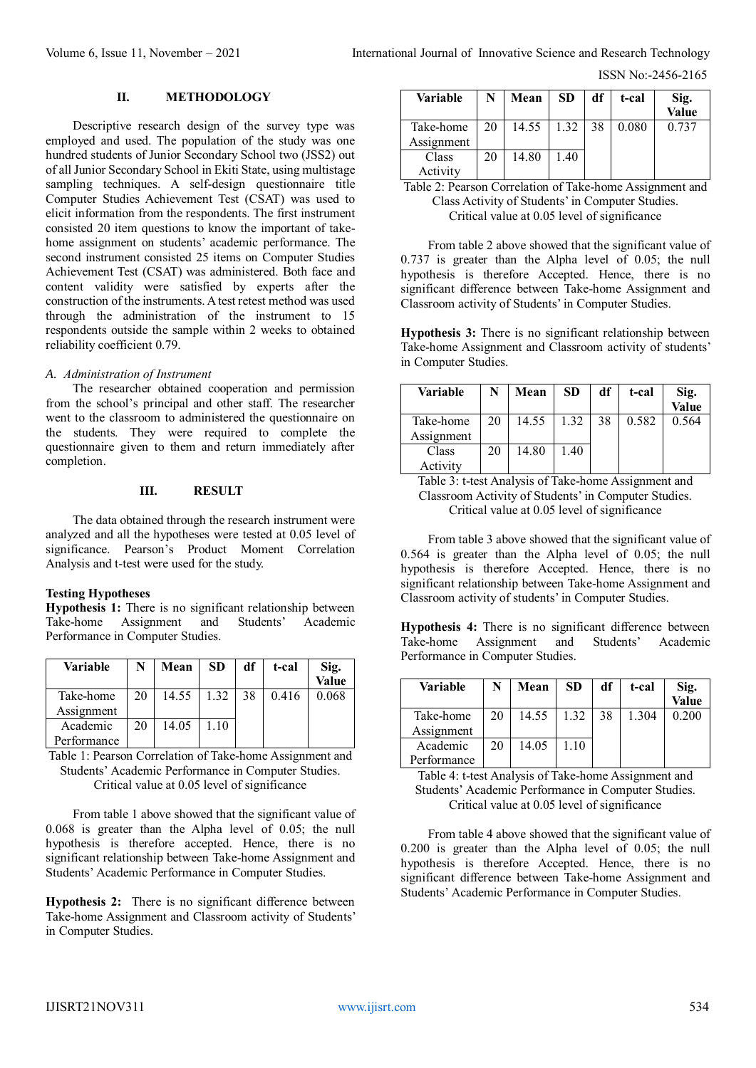## II. METHODOLOGY

Descriptive research design of the survey type was employed and used. The population of the study was one hundred students of Junior Secondary School two (JSS2) out of all Junior Secondary School in Ekiti State, using multistage sampling techniques. A self-design questionnaire title Computer Studies Achievement Test (CSAT) was used to elicit information from the respondents. The first instrument consisted 20 item questions to know the important of take-home assignment on students' academic performance. The second instrument consisted 25 items on Computer Studies Achievement Test (CSAT) was administered. Both face and content validity were satisfied by experts after the construction of the instruments. A test retest method was used through the administration of the instrument to 15 respondents outside the sample within 2 weeks to obtained reliability coefficient 0.79.

### *A. Administration of Instrument*

The researcher obtained cooperation and permission from the school's principal and other staff. The researcher went to the classroom to administered the questionnaire on the students. They were required to complete the questionnaire given to them and return immediately after completion.

## III. RESULT

The data obtained through the research instrument were analyzed and all the hypotheses were tested at 0.05 level of significance. Pearson's Product Moment Correlation Analysis and t-test were used for the study.

**Testing Hypotheses**

**Hypothesis 1:** There is no significant relationship between Take-home Assignment and Students' Academic Performance in Computer Studies.

| Variable | N | Mean | SD | df | t-cal | Sig. Value |
|---|---|---|---|---|---|---|
| Take-home Assignment | 20 | 14.55 | 1.32 | 38 | 0.416 | 0.068 |
| Academic Performance | 20 | 14.05 | 1.10 | | | |

Table 1: Pearson Correlation of Take-home Assignment and Students' Academic Performance in Computer Studies. Critical value at 0.05 level of significance

From table 1 above showed that the significant value of 0.068 is greater than the Alpha level of 0.05; the null hypothesis is therefore accepted. Hence, there is no significant relationship between Take-home Assignment and Students' Academic Performance in Computer Studies.

**Hypothesis 2:** There is no significant difference between Take-home Assignment and Classroom activity of Students' in Computer Studies.

| Variable | N | Mean | SD | df | t-cal | Sig. Value |
|---|---|---|---|---|---|---|
| Take-home Assignment | 20 | 14.55 | 1.32 | 38 | 0.080 | 0.737 |
| Class Activity | 20 | 14.80 | 1.40 | | | |

Table 2: Pearson Correlation of Take-home Assignment and Class Activity of Students' in Computer Studies. Critical value at 0.05 level of significance

From table 2 above showed that the significant value of 0.737 is greater than the Alpha level of 0.05; the null hypothesis is therefore Accepted. Hence, there is no significant difference between Take-home Assignment and Classroom activity of Students' in Computer Studies.

**Hypothesis 3:** There is no significant relationship between Take-home Assignment and Classroom activity of students' in Computer Studies.

| Variable | N | Mean | SD | df | t-cal | Sig. Value |
|---|---|---|---|---|---|---|
| Take-home Assignment | 20 | 14.55 | 1.32 | 38 | 0.582 | 0.564 |
| Class Activity | 20 | 14.80 | 1.40 | | | |

Table 3: t-test Analysis of Take-home Assignment and Classroom Activity of Students' in Computer Studies. Critical value at 0.05 level of significance

From table 3 above showed that the significant value of 0.564 is greater than the Alpha level of 0.05; the null hypothesis is therefore Accepted. Hence, there is no significant relationship between Take-home Assignment and Classroom activity of students' in Computer Studies.

**Hypothesis 4:** There is no significant difference between Take-home Assignment and Students' Academic Performance in Computer Studies.

| Variable | N | Mean | SD | df | t-cal | Sig. Value |
|---|---|---|---|---|---|---|
| Take-home Assignment | 20 | 14.55 | 1.32 | 38 | 1.304 | 0.200 |
| Academic Performance | 20 | 14.05 | 1.10 | | | |

Table 4: t-test Analysis of Take-home Assignment and Students' Academic Performance in Computer Studies. Critical value at 0.05 level of significance

From table 4 above showed that the significant value of 0.200 is greater than the Alpha level of 0.05; the null hypothesis is therefore Accepted. Hence, there is no significant difference between Take-home Assignment and Students' Academic Performance in Computer Studies.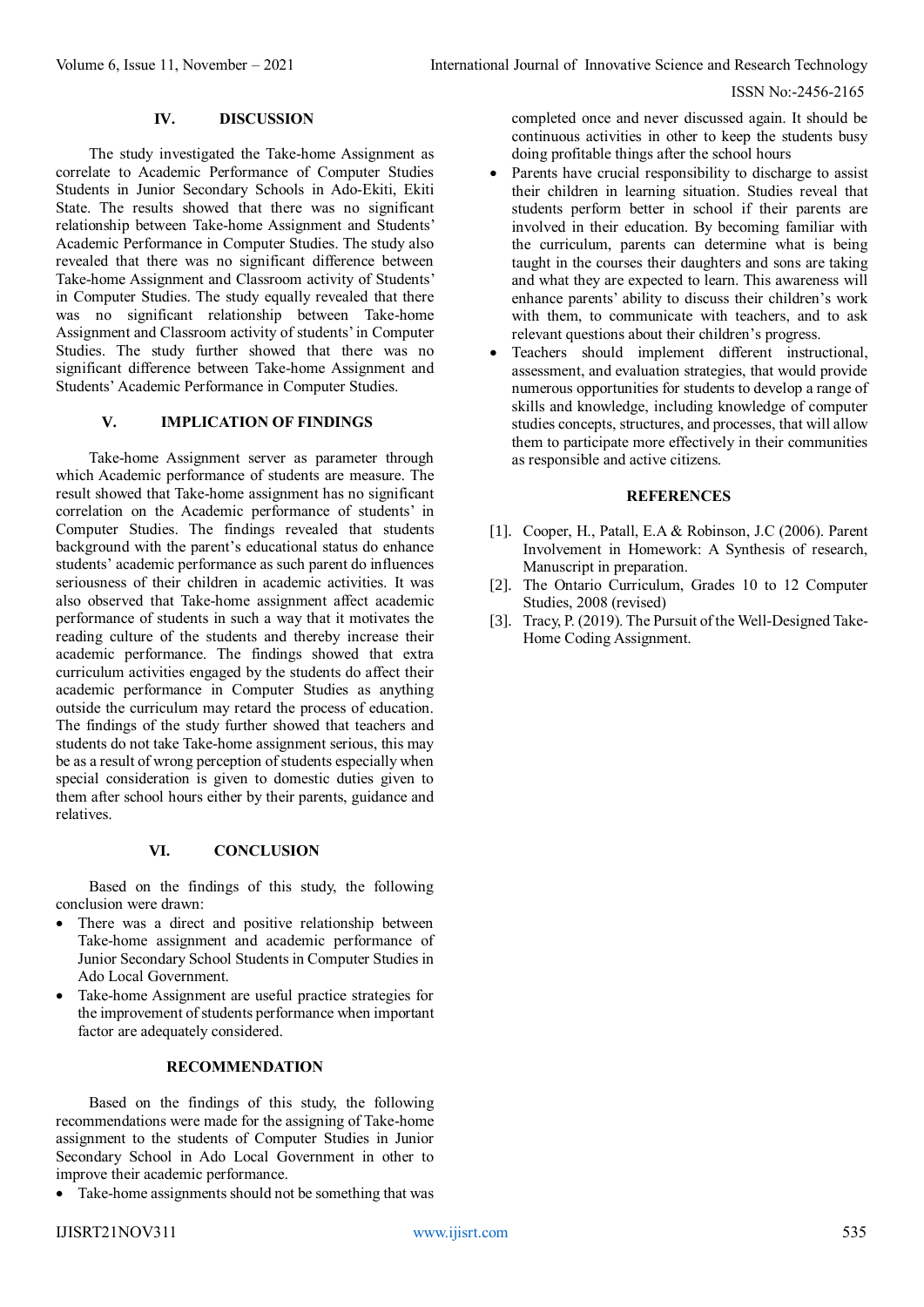## IV. DISCUSSION

The study investigated the Take-home Assignment as correlate to Academic Performance of Computer Studies Students in Junior Secondary Schools in Ado-Ekiti, Ekiti State. The results showed that there was no significant relationship between Take-home Assignment and Students' Academic Performance in Computer Studies. The study also revealed that there was no significant difference between Take-home Assignment and Classroom activity of Students' in Computer Studies. The study equally revealed that there was no significant relationship between Take-home Assignment and Classroom activity of students' in Computer Studies. The study further showed that there was no significant difference between Take-home Assignment and Students' Academic Performance in Computer Studies.

## V. IMPLICATION OF FINDINGS

Take-home Assignment server as parameter through which Academic performance of students are measure. The result showed that Take-home assignment has no significant correlation on the Academic performance of students' in Computer Studies. The findings revealed that students background with the parent's educational status do enhance students' academic performance as such parent do influences seriousness of their children in academic activities. It was also observed that Take-home assignment affect academic performance of students in such a way that it motivates the reading culture of the students and thereby increase their academic performance. The findings showed that extra curriculum activities engaged by the students do affect their academic performance in Computer Studies as anything outside the curriculum may retard the process of education. The findings of the study further showed that teachers and students do not take Take-home assignment serious, this may be as a result of wrong perception of students especially when special consideration is given to domestic duties given to them after school hours either by their parents, guidance and relatives.

## VI. CONCLUSION

Based on the findings of this study, the following conclusion were drawn:

- There was a direct and positive relationship between Take-home assignment and academic performance of Junior Secondary School Students in Computer Studies in Ado Local Government.
- Take-home Assignment are useful practice strategies for the improvement of students performance when important factor are adequately considered.

## RECOMMENDATION

Based on the findings of this study, the following recommendations were made for the assigning of Take-home assignment to the students of Computer Studies in Junior Secondary School in Ado Local Government in other to improve their academic performance.

- Take-home assignments should not be something that was completed once and never discussed again. It should be continuous activities in other to keep the students busy doing profitable things after the school hours
- Parents have crucial responsibility to discharge to assist their children in learning situation. Studies reveal that students perform better in school if their parents are involved in their education. By becoming familiar with the curriculum, parents can determine what is being taught in the courses their daughters and sons are taking and what they are expected to learn. This awareness will enhance parents' ability to discuss their children's work with them, to communicate with teachers, and to ask relevant questions about their children's progress.
- Teachers should implement different instructional, assessment, and evaluation strategies, that would provide numerous opportunities for students to develop a range of skills and knowledge, including knowledge of computer studies concepts, structures, and processes, that will allow them to participate more effectively in their communities as responsible and active citizens.

## REFERENCES

[1]. Cooper, H., Patall, E.A & Robinson, J.C (2006). Parent Involvement in Homework: A Synthesis of research, Manuscript in preparation.

[2]. The Ontario Curriculum, Grades 10 to 12 Computer Studies, 2008 (revised)

[3]. Tracy, P. (2019). The Pursuit of the Well-Designed Take-Home Coding Assignment.